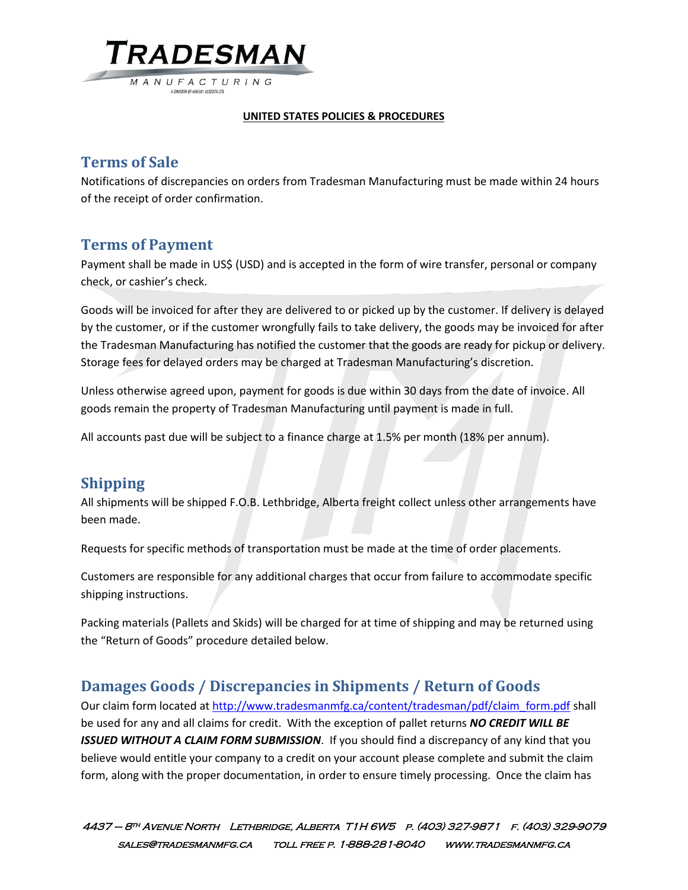**UNITED STATES POLICIES & PROCEDURES**

## Terms of Sale

Notifications of discrepancies on orders from Tradesman Manufacturing must be made within 24 hours of the receipt of order confirmation.

## Terms of Payment

Payment shall be made in US$ (USD) and is accepted in the form of wire transfer, personal or company check, or cashier's check.

Goods will be invoiced for after they are delivered to or picked up by the customer. If delivery is delayed by the customer, or if the customer wrongfully fails to take delivery, the goods may be invoiced for after the Tradesman Manufacturing has notified the customer that the goods are ready for pickup or delivery. Storage fees for delayed orders may be charged at Tradesman Manufacturing's discretion.

Unless otherwise agreed upon, payment for goods is due within 30 days from the date of invoice. All goods remain the property of Tradesman Manufacturing until payment is made in full.

All accounts past due will be subject to a finance charge at 1.5% per month (18% per annum).

## Shipping

All shipments will be shipped F.O.B. Lethbridge, Alberta freight collect unless other arrangements have been made.

Requests for specific methods of transportation must be made at the time of order placements.

Customers are responsible for any additional charges that occur from failure to accommodate specific shipping instructions.

Packing materials (Pallets and Skids) will be charged for at time of shipping and may be returned using the "Return of Goods" procedure detailed below.

## Damages Goods / Discrepancies in Shipments / Return of Goods

Our claim form located at http://www.tradesmanmfg.ca/content/tradesman/pdf/claim_form.pdf shall be used for any and all claims for credit. With the exception of pallet returns ***NO CREDIT WILL BE ISSUED WITHOUT A CLAIM FORM SUBMISSION***. If you should find a discrepancy of any kind that you believe would entitle your company to a credit on your account please complete and submit the claim form, along with the proper documentation, in order to ensure timely processing. Once the claim has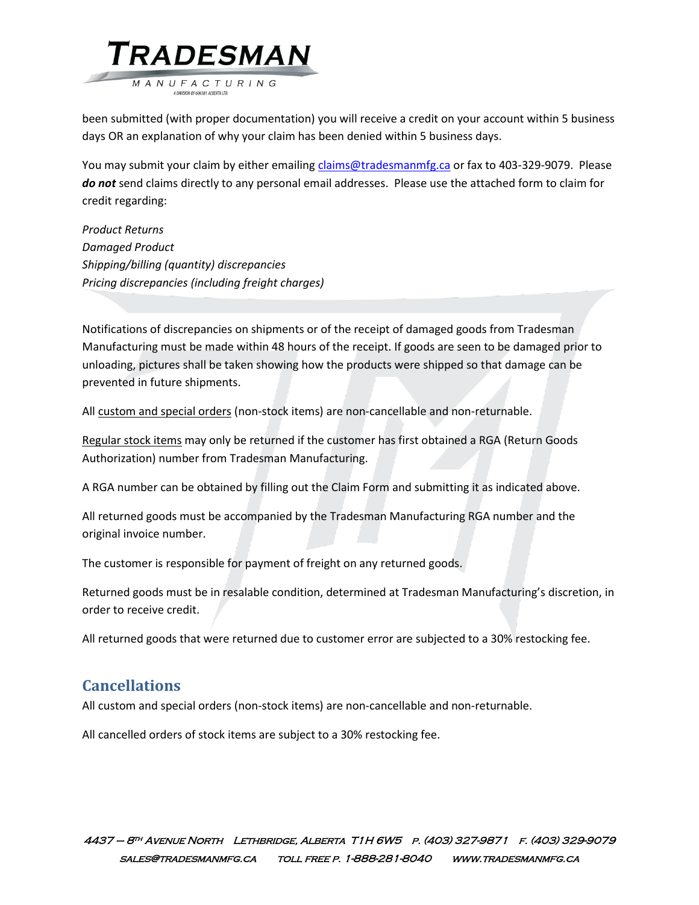been submitted (with proper documentation) you will receive a credit on your account within 5 business days OR an explanation of why your claim has been denied within 5 business days.

You may submit your claim by either emailing claims@tradesmanmfg.ca or fax to 403-329-9079. Please ***do not*** send claims directly to any personal email addresses. Please use the attached form to claim for credit regarding:

*Product Returns*
*Damaged Product*
*Shipping/billing (quantity) discrepancies*
*Pricing discrepancies (including freight charges)*

Notifications of discrepancies on shipments or of the receipt of damaged goods from Tradesman Manufacturing must be made within 48 hours of the receipt. If goods are seen to be damaged prior to unloading, pictures shall be taken showing how the products were shipped so that damage can be prevented in future shipments.

All <u>custom and special orders</u> (non-stock items) are non-cancellable and non-returnable.

<u>Regular stock items</u> may only be returned if the customer has first obtained a RGA (Return Goods Authorization) number from Tradesman Manufacturing.

A RGA number can be obtained by filling out the Claim Form and submitting it as indicated above.

All returned goods must be accompanied by the Tradesman Manufacturing RGA number and the original invoice number.

The customer is responsible for payment of freight on any returned goods.

Returned goods must be in resalable condition, determined at Tradesman Manufacturing's discretion, in order to receive credit.

All returned goods that were returned due to customer error are subjected to a 30% restocking fee.

## Cancellations

All custom and special orders (non-stock items) are non-cancellable and non-returnable.

All cancelled orders of stock items are subject to a 30% restocking fee.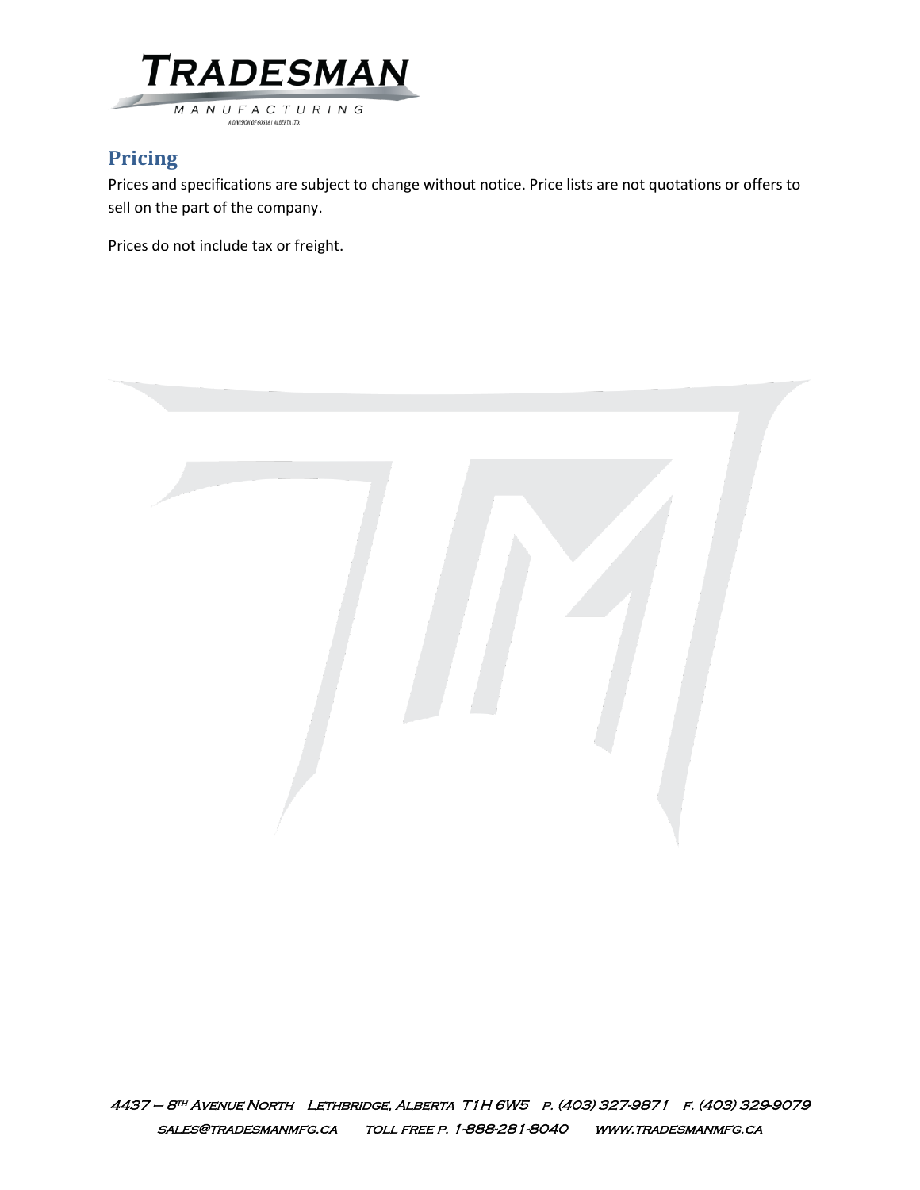## Pricing

Prices and specifications are subject to change without notice. Price lists are not quotations or offers to sell on the part of the company.

Prices do not include tax or freight.